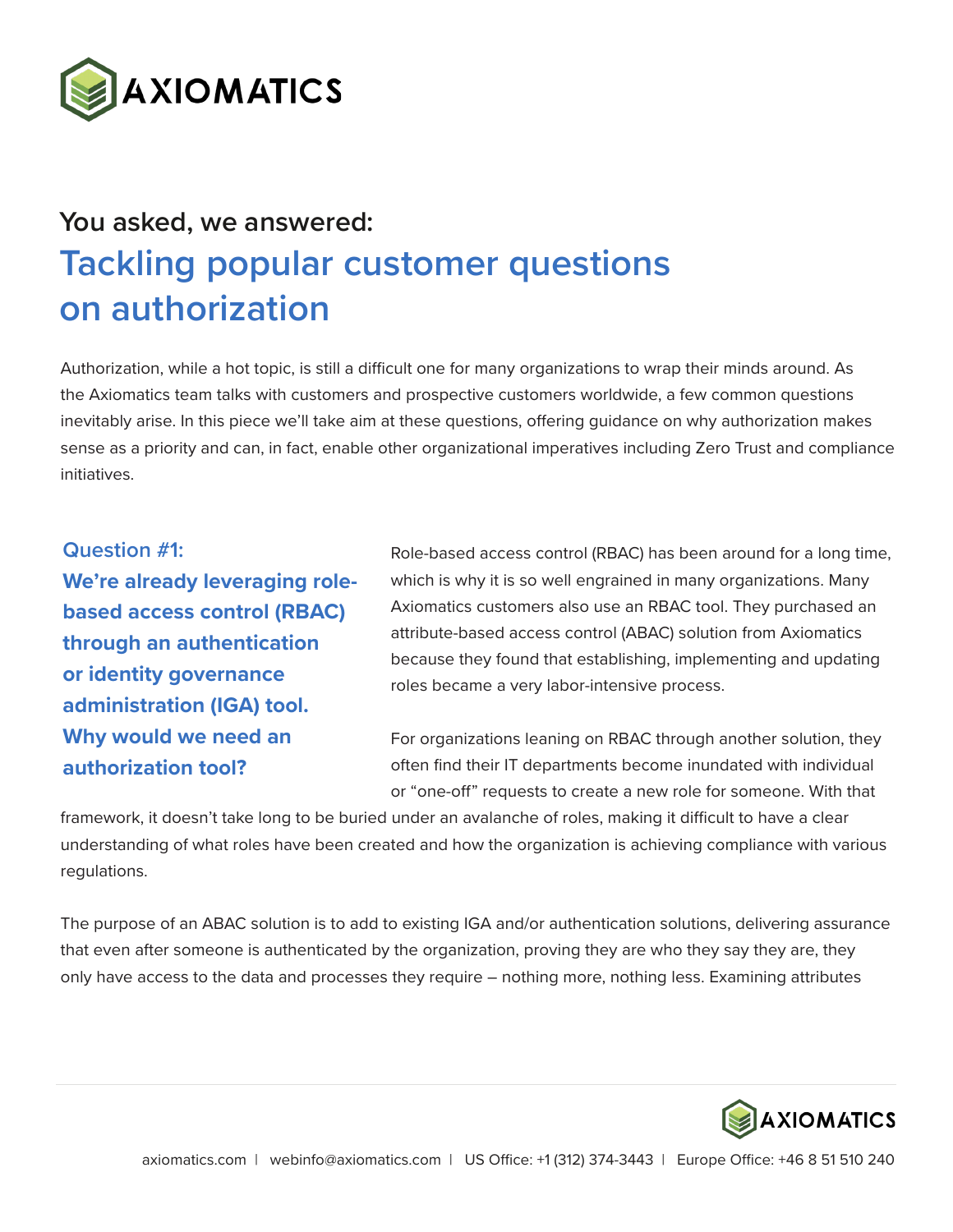# AXIOMATICS

## You asked, we answered:

# Tackling popular customer questions on authorization

Authorization, while a hot topic, is still a difficult one for many organizations to wrap their minds around. As the Axiomatics team talks with customers and prospective customers worldwide, a few common questions inevitably arise. In this piece we'll take aim at these questions, offering guidance on why authorization makes sense as a priority and can, in fact, enable other organizational imperatives including Zero Trust and compliance initiatives.

### Question #1: We're already leveraging role-based access control (RBAC) through an authentication or identity governance administration (IGA) tool. Why would we need an authorization tool?

Role-based access control (RBAC) has been around for a long time, which is why it is so well engrained in many organizations. Many Axiomatics customers also use an RBAC tool. They purchased an attribute-based access control (ABAC) solution from Axiomatics because they found that establishing, implementing and updating roles became a very labor-intensive process.

For organizations leaning on RBAC through another solution, they often find their IT departments become inundated with individual or "one-off" requests to create a new role for someone. With that framework, it doesn't take long to be buried under an avalanche of roles, making it difficult to have a clear understanding of what roles have been created and how the organization is achieving compliance with various regulations.

The purpose of an ABAC solution is to add to existing IGA and/or authentication solutions, delivering assurance that even after someone is authenticated by the organization, proving they are who they say they are, they only have access to the data and processes they require – nothing more, nothing less. Examining attributes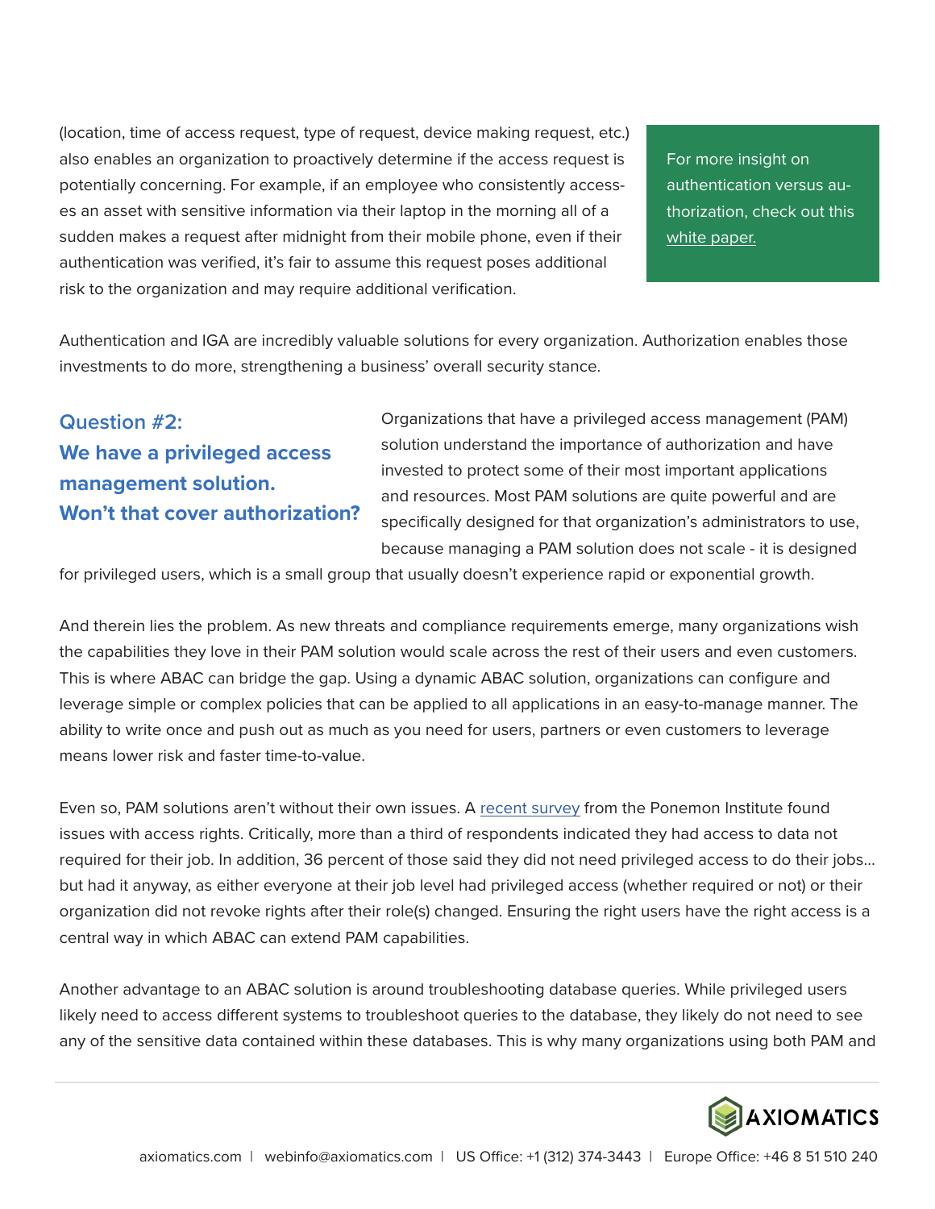(location, time of access request, type of request, device making request, etc.) also enables an organization to proactively determine if the access request is potentially concerning. For example, if an employee who consistently accesses an asset with sensitive information via their laptop in the morning all of a sudden makes a request after midnight from their mobile phone, even if their authentication was verified, it's fair to assume this request poses additional risk to the organization and may require additional verification.

> For more insight on authentication versus authorization, check out this [white paper.]()

Authentication and IGA are incredibly valuable solutions for every organization. Authorization enables those investments to do more, strengthening a business' overall security stance.

## Question #2: We have a privileged access management solution. Won't that cover authorization?

Organizations that have a privileged access management (PAM) solution understand the importance of authorization and have invested to protect some of their most important applications and resources. Most PAM solutions are quite powerful and are specifically designed for that organization's administrators to use, because managing a PAM solution does not scale - it is designed for privileged users, which is a small group that usually doesn't experience rapid or exponential growth.

And therein lies the problem. As new threats and compliance requirements emerge, many organizations wish the capabilities they love in their PAM solution would scale across the rest of their users and even customers. This is where ABAC can bridge the gap. Using a dynamic ABAC solution, organizations can configure and leverage simple or complex policies that can be applied to all applications in an easy-to-manage manner. The ability to write once and push out as much as you need for users, partners or even customers to leverage means lower risk and faster time-to-value.

Even so, PAM solutions aren't without their own issues. A [recent survey]() from the Ponemon Institute found issues with access rights. Critically, more than a third of respondents indicated they had access to data not required for their job. In addition, 36 percent of those said they did not need privileged access to do their jobs… but had it anyway, as either everyone at their job level had privileged access (whether required or not) or their organization did not revoke rights after their role(s) changed. Ensuring the right users have the right access is a central way in which ABAC can extend PAM capabilities.

Another advantage to an ABAC solution is around troubleshooting database queries. While privileged users likely need to access different systems to troubleshoot queries to the database, they likely do not need to see any of the sensitive data contained within these databases. This is why many organizations using both PAM and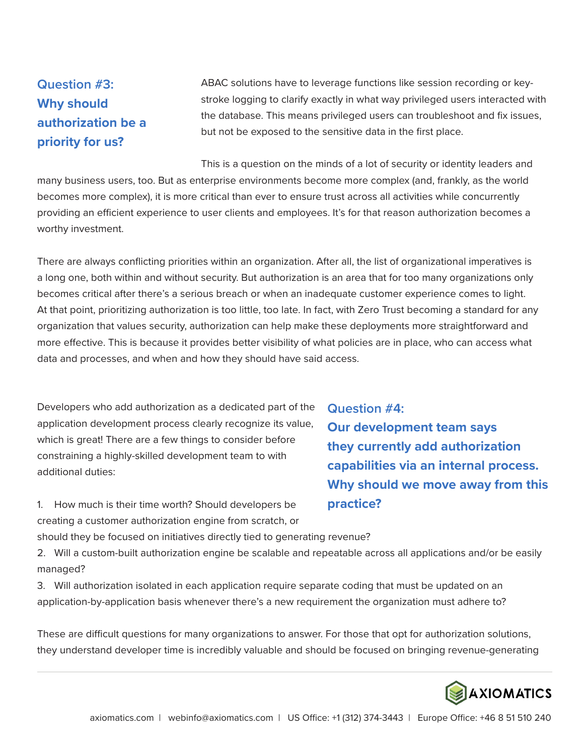ABAC solutions have to leverage functions like session recording or keystroke logging to clarify exactly in what way privileged users interacted with the database. This means privileged users can troubleshoot and fix issues, but not be exposed to the sensitive data in the first place.

## Question #3: Why should authorization be a priority for us?

This is a question on the minds of a lot of security or identity leaders and many business users, too. But as enterprise environments become more complex (and, frankly, as the world becomes more complex), it is more critical than ever to ensure trust across all activities while concurrently providing an efficient experience to user clients and employees. It's for that reason authorization becomes a worthy investment.

There are always conflicting priorities within an organization. After all, the list of organizational imperatives is a long one, both within and without security. But authorization is an area that for too many organizations only becomes critical after there's a serious breach or when an inadequate customer experience comes to light. At that point, prioritizing authorization is too little, too late. In fact, with Zero Trust becoming a standard for any organization that values security, authorization can help make these deployments more straightforward and more effective. This is because it provides better visibility of what policies are in place, who can access what data and processes, and when and how they should have said access.

## Question #4: Our development team says they currently add authorization capabilities via an internal process. Why should we move away from this practice?

Developers who add authorization as a dedicated part of the application development process clearly recognize its value, which is great! There are a few things to consider before constraining a highly-skilled development team to with additional duties:

1. How much is their time worth? Should developers be creating a customer authorization engine from scratch, or should they be focused on initiatives directly tied to generating revenue?
2. Will a custom-built authorization engine be scalable and repeatable across all applications and/or be easily managed?
3. Will authorization isolated in each application require separate coding that must be updated on an application-by-application basis whenever there's a new requirement the organization must adhere to?

These are difficult questions for many organizations to answer. For those that opt for authorization solutions, they understand developer time is incredibly valuable and should be focused on bringing revenue-generating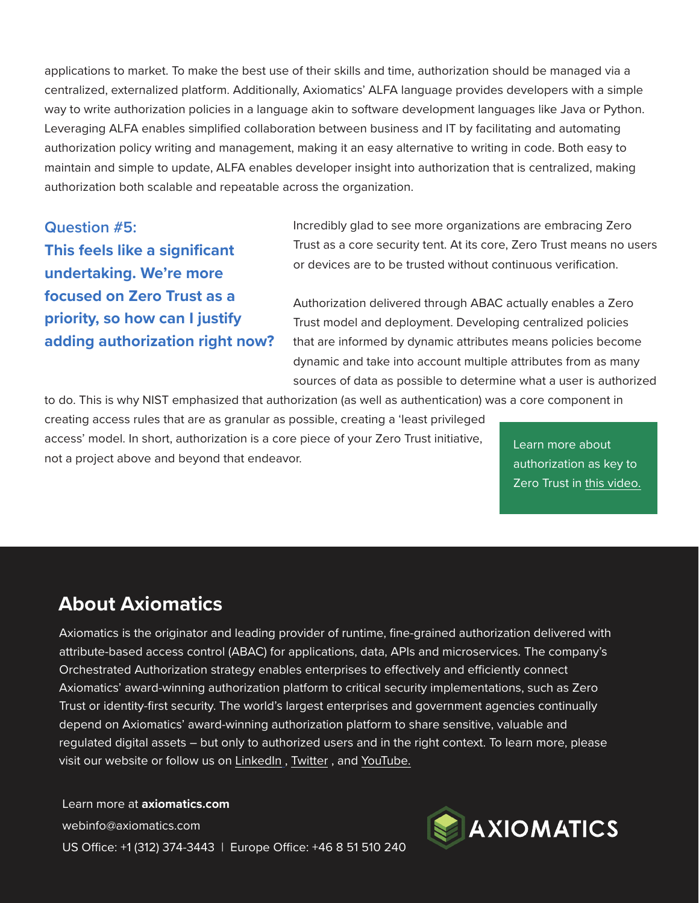applications to market. To make the best use of their skills and time, authorization should be managed via a centralized, externalized platform. Additionally, Axiomatics' ALFA language provides developers with a simple way to write authorization policies in a language akin to software development languages like Java or Python. Leveraging ALFA enables simplified collaboration between business and IT by facilitating and automating authorization policy writing and management, making it an easy alternative to writing in code. Both easy to maintain and simple to update, ALFA enables developer insight into authorization that is centralized, making authorization both scalable and repeatable across the organization.

### Question #5: This feels like a significant undertaking. We're more focused on Zero Trust as a priority, so how can I justify adding authorization right now?

Incredibly glad to see more organizations are embracing Zero Trust as a core security tent. At its core, Zero Trust means no users or devices are to be trusted without continuous verification.

Authorization delivered through ABAC actually enables a Zero Trust model and deployment. Developing centralized policies that are informed by dynamic attributes means policies become dynamic and take into account multiple attributes from as many sources of data as possible to determine what a user is authorized to do. This is why NIST emphasized that authorization (as well as authentication) was a core component in creating access rules that are as granular as possible, creating a 'least privileged access' model. In short, authorization is a core piece of your Zero Trust initiative, not a project above and beyond that endeavor.

Learn more about authorization as key to Zero Trust in this video.

## About Axiomatics

Axiomatics is the originator and leading provider of runtime, fine-grained authorization delivered with attribute-based access control (ABAC) for applications, data, APIs and microservices. The company's Orchestrated Authorization strategy enables enterprises to effectively and efficiently connect Axiomatics' award-winning authorization platform to critical security implementations, such as Zero Trust or identity-first security. The world's largest enterprises and government agencies continually depend on Axiomatics' award-winning authorization platform to share sensitive, valuable and regulated digital assets – but only to authorized users and in the right context. To learn more, please visit our website or follow us on LinkedIn , Twitter , and YouTube.

Learn more at **axiomatics.com**

webinfo@axiomatics.com

US Office: +1 (312) 374-3443 | Europe Office: +46 8 51 510 240

AXIOMATICS